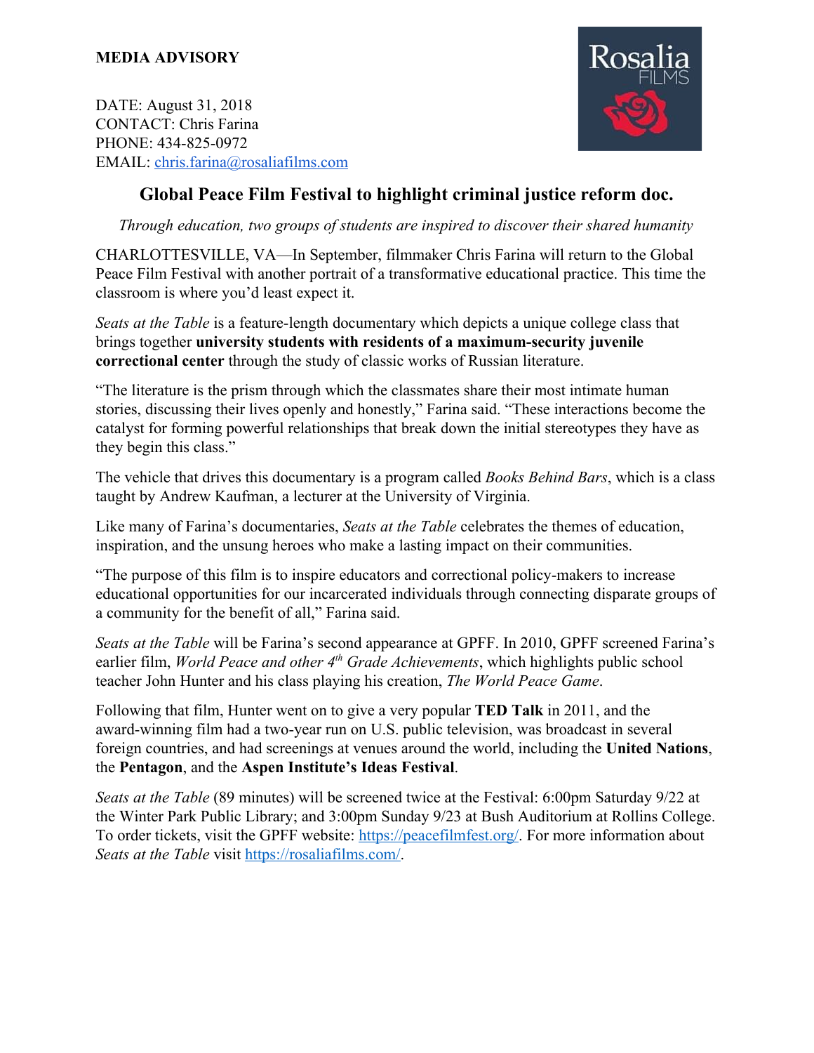**MEDIA ADVISORY**

DATE: August 31, 2018
CONTACT: Chris Farina
PHONE: 434-825-0972
EMAIL: chris.farina@rosaliafilms.com

Rosalia FILMS

## Global Peace Film Festival to highlight criminal justice reform doc.

*Through education, two groups of students are inspired to discover their shared humanity*

CHARLOTTESVILLE, VA—In September, filmmaker Chris Farina will return to the Global Peace Film Festival with another portrait of a transformative educational practice. This time the classroom is where you'd least expect it.

*Seats at the Table* is a feature-length documentary which depicts a unique college class that brings together **university students with residents of a maximum-security juvenile correctional center** through the study of classic works of Russian literature.

"The literature is the prism through which the classmates share their most intimate human stories, discussing their lives openly and honestly," Farina said. "These interactions become the catalyst for forming powerful relationships that break down the initial stereotypes they have as they begin this class."

The vehicle that drives this documentary is a program called *Books Behind Bars*, which is a class taught by Andrew Kaufman, a lecturer at the University of Virginia.

Like many of Farina's documentaries, *Seats at the Table* celebrates the themes of education, inspiration, and the unsung heroes who make a lasting impact on their communities.

"The purpose of this film is to inspire educators and correctional policy-makers to increase educational opportunities for our incarcerated individuals through connecting disparate groups of a community for the benefit of all," Farina said.

*Seats at the Table* will be Farina's second appearance at GPFF. In 2010, GPFF screened Farina's earlier film, *World Peace and other 4th Grade Achievements*, which highlights public school teacher John Hunter and his class playing his creation, *The World Peace Game*.

Following that film, Hunter went on to give a very popular **TED Talk** in 2011, and the award-winning film had a two-year run on U.S. public television, was broadcast in several foreign countries, and had screenings at venues around the world, including the **United Nations**, the **Pentagon**, and the **Aspen Institute's Ideas Festival**.

*Seats at the Table* (89 minutes) will be screened twice at the Festival: 6:00pm Saturday 9/22 at the Winter Park Public Library; and 3:00pm Sunday 9/23 at Bush Auditorium at Rollins College. To order tickets, visit the GPFF website: https://peacefilmfest.org/. For more information about *Seats at the Table* visit https://rosaliafilms.com/.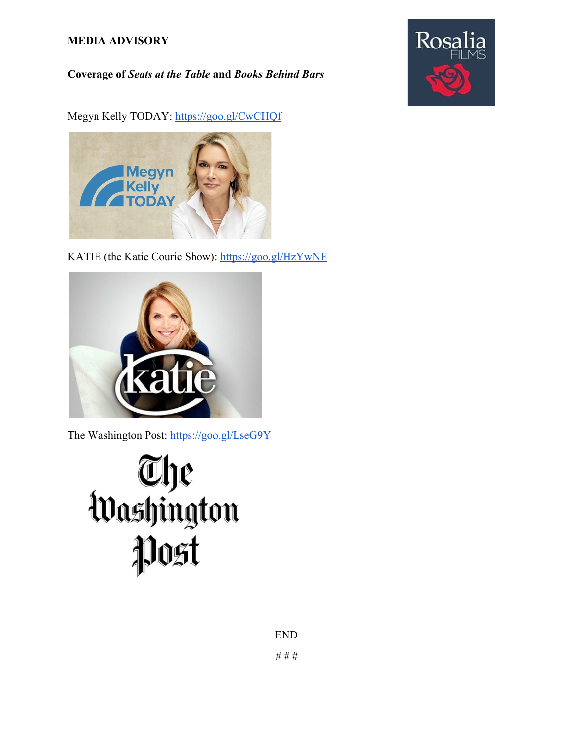**MEDIA ADVISORY**

**Coverage of *Seats at the Table* and *Books Behind Bars***

Megyn Kelly TODAY: https://goo.gl/CwCHQf

KATIE (the Katie Couric Show): https://goo.gl/HzYwNF

The Washington Post: https://goo.gl/LseG9Y

END

# # #